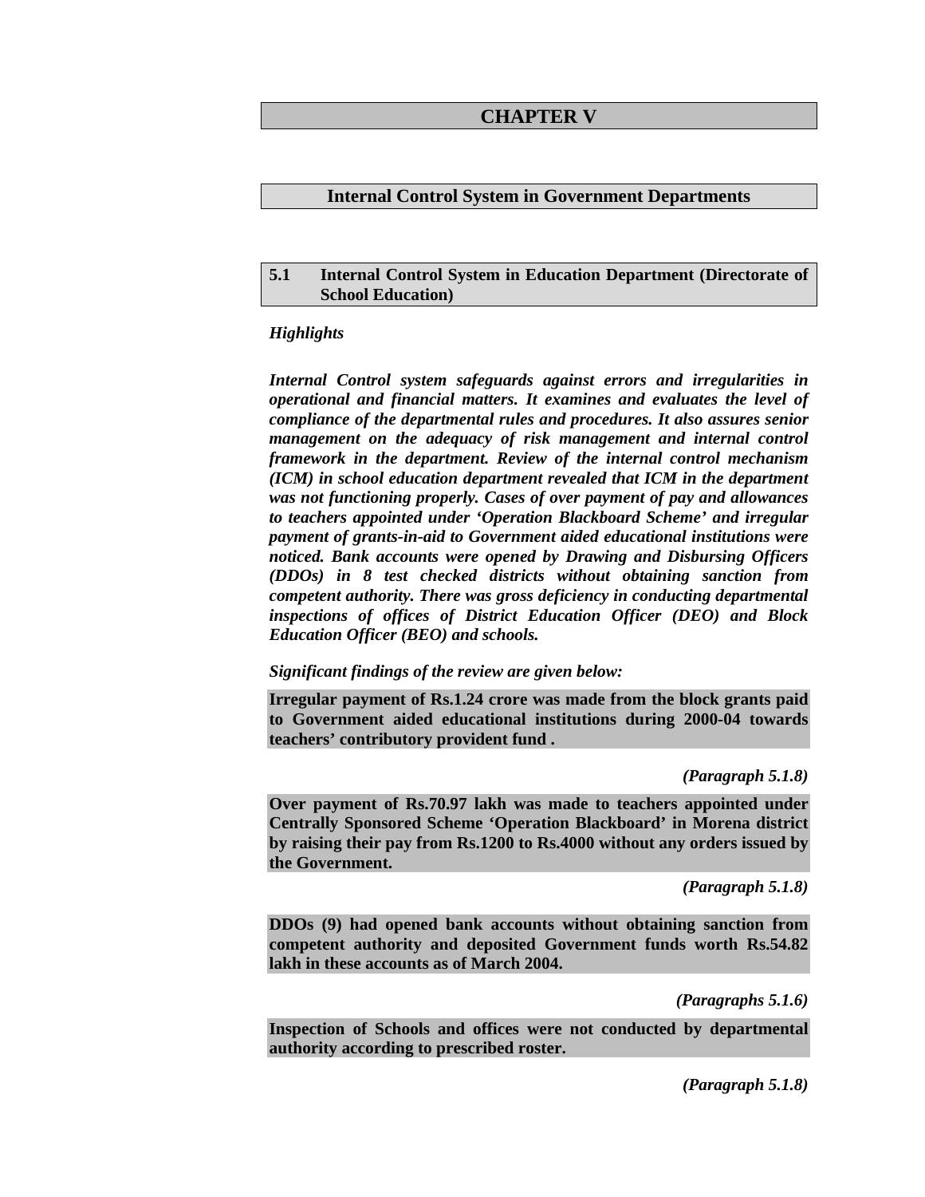# CHAPTER V

## Internal Control System in Government Departments

### 5.1 Internal Control System in Education Department (Directorate of School Education)

*Highlights*

***Internal Control system safeguards against errors and irregularities in operational and financial matters. It examines and evaluates the level of compliance of the departmental rules and procedures. It also assures senior management on the adequacy of risk management and internal control framework in the department. Review of the internal control mechanism (ICM) in school education department revealed that ICM in the department was not functioning properly. Cases of over payment of pay and allowances to teachers appointed under 'Operation Blackboard Scheme' and irregular payment of grants-in-aid to Government aided educational institutions were noticed. Bank accounts were opened by Drawing and Disbursing Officers (DDOs) in 8 test checked districts without obtaining sanction from competent authority. There was gross deficiency in conducting departmental inspections of offices of District Education Officer (DEO) and Block Education Officer (BEO) and schools.***

***Significant findings of the review are given below:***

**Irregular payment of Rs.1.24 crore was made from the block grants paid to Government aided educational institutions during 2000-04 towards teachers' contributory provident fund .**

*(Paragraph 5.1.8)*

**Over payment of Rs.70.97 lakh was made to teachers appointed under Centrally Sponsored Scheme 'Operation Blackboard' in Morena district by raising their pay from Rs.1200 to Rs.4000 without any orders issued by the Government.**

*(Paragraph 5.1.8)*

**DDOs (9) had opened bank accounts without obtaining sanction from competent authority and deposited Government funds worth Rs.54.82 lakh in these accounts as of March 2004.**

*(Paragraphs 5.1.6)*

**Inspection of Schools and offices were not conducted by departmental authority according to prescribed roster.**

*(Paragraph 5.1.8)*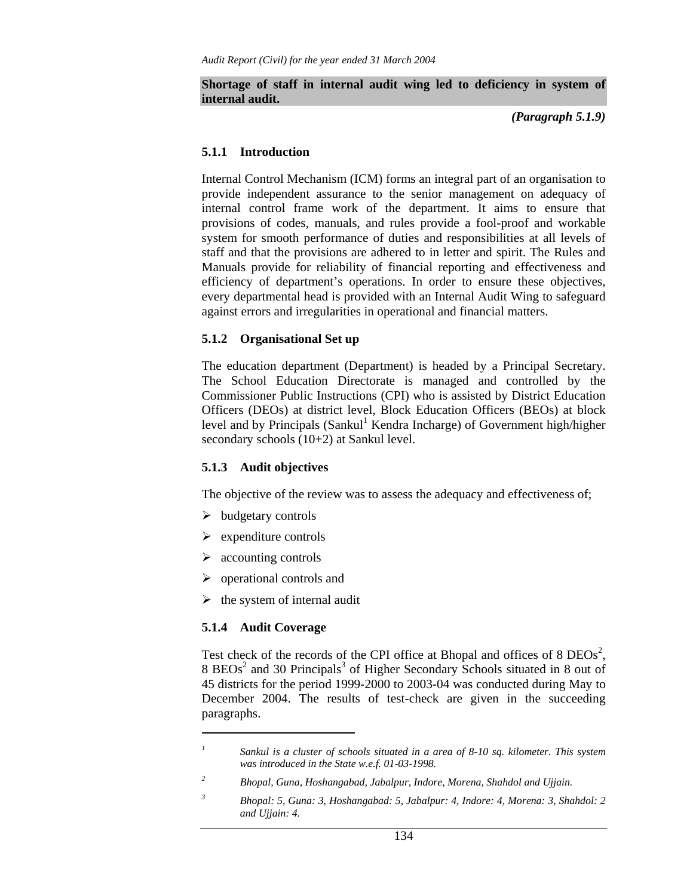**Shortage of staff in internal audit wing led to deficiency in system of internal audit.**

***(Paragraph 5.1.9)***

### 5.1.1 Introduction

Internal Control Mechanism (ICM) forms an integral part of an organisation to provide independent assurance to the senior management on adequacy of internal control frame work of the department. It aims to ensure that provisions of codes, manuals, and rules provide a fool-proof and workable system for smooth performance of duties and responsibilities at all levels of staff and that the provisions are adhered to in letter and spirit. The Rules and Manuals provide for reliability of financial reporting and effectiveness and efficiency of department's operations. In order to ensure these objectives, every departmental head is provided with an Internal Audit Wing to safeguard against errors and irregularities in operational and financial matters.

### 5.1.2 Organisational Set up

The education department (Department) is headed by a Principal Secretary. The School Education Directorate is managed and controlled by the Commissioner Public Instructions (CPI) who is assisted by District Education Officers (DEOs) at district level, Block Education Officers (BEOs) at block level and by Principals (Sankul[1] Kendra Incharge) of Government high/higher secondary schools (10+2) at Sankul level.

### 5.1.3 Audit objectives

The objective of the review was to assess the adequacy and effectiveness of;

- budgetary controls
- expenditure controls
- accounting controls
- operational controls and
- the system of internal audit

### 5.1.4 Audit Coverage

Test check of the records of the CPI office at Bhopal and offices of 8 DEOs[2], 8 BEOs[2] and 30 Principals[3] of Higher Secondary Schools situated in 8 out of 45 districts for the period 1999-2000 to 2003-04 was conducted during May to December 2004. The results of test-check are given in the succeeding paragraphs.

---

[1] *Sankul is a cluster of schools situated in a area of 8-10 sq. kilometer. This system was introduced in the State w.e.f. 01-03-1998.*

[2] *Bhopal, Guna, Hoshangabad, Jabalpur, Indore, Morena, Shahdol and Ujjain.*

[3] *Bhopal: 5, Guna: 3, Hoshangabad: 5, Jabalpur: 4, Indore: 4, Morena: 3, Shahdol: 2 and Ujjain: 4.*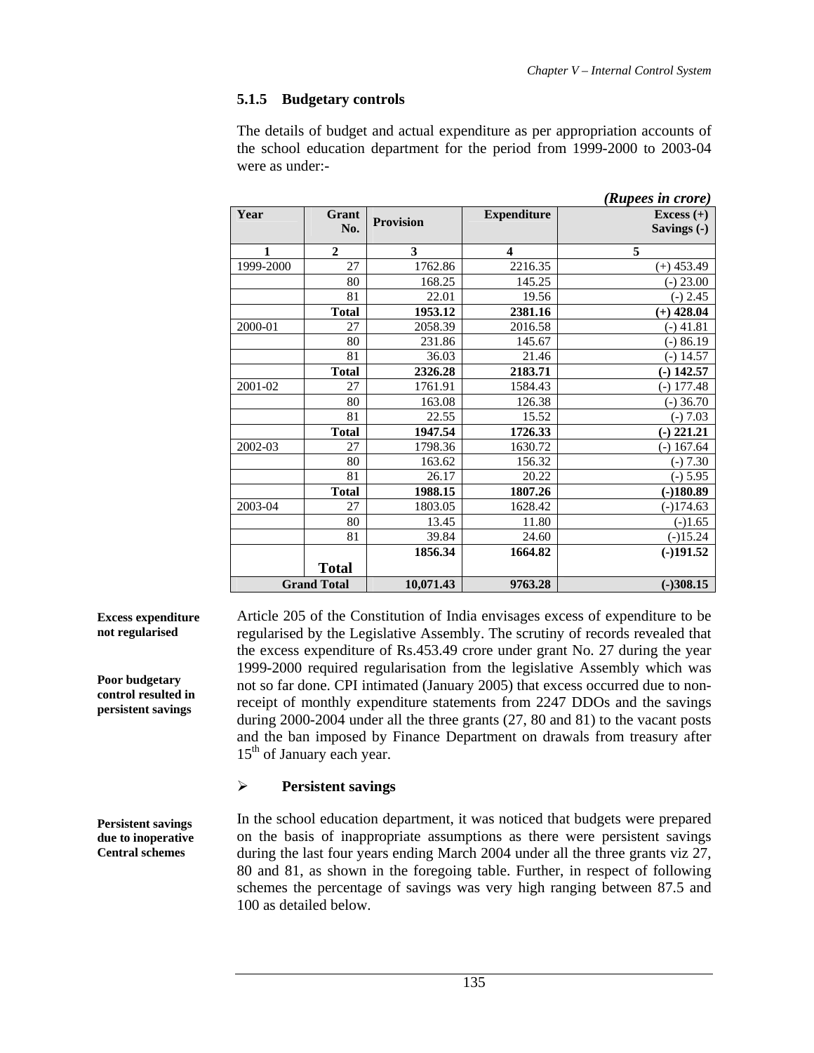### 5.1.5 Budgetary controls

The details of budget and actual expenditure as per appropriation accounts of the school education department for the period from 1999-2000 to 2003-04 were as under:-

*(Rupees in crore)*

| Year | Grant No. | Provision | Expenditure | Excess (+) Savings (-) |
|---|---|---|---|---|
| 1 | 2 | 3 | 4 | 5 |
| 1999-2000 | 27 | 1762.86 | 2216.35 | (+) 453.49 |
| | 80 | 168.25 | 145.25 | (-) 23.00 |
| | 81 | 22.01 | 19.56 | (-) 2.45 |
| | **Total** | **1953.12** | **2381.16** | **(+) 428.04** |
| 2000-01 | 27 | 2058.39 | 2016.58 | (-) 41.81 |
| | 80 | 231.86 | 145.67 | (-) 86.19 |
| | 81 | 36.03 | 21.46 | (-) 14.57 |
| | **Total** | **2326.28** | **2183.71** | **(-) 142.57** |
| 2001-02 | 27 | 1761.91 | 1584.43 | (-) 177.48 |
| | 80 | 163.08 | 126.38 | (-) 36.70 |
| | 81 | 22.55 | 15.52 | (-) 7.03 |
| | **Total** | **1947.54** | **1726.33** | **(-) 221.21** |
| 2002-03 | 27 | 1798.36 | 1630.72 | (-) 167.64 |
| | 80 | 163.62 | 156.32 | (-) 7.30 |
| | 81 | 26.17 | 20.22 | (-) 5.95 |
| | **Total** | **1988.15** | **1807.26** | **(-)180.89** |
| 2003-04 | 27 | 1803.05 | 1628.42 | (-)174.63 |
| | 80 | 13.45 | 11.80 | (-)1.65 |
| | 81 | 39.84 | 24.60 | (-)15.24 |
| | **Total** | **1856.34** | **1664.82** | **(-)191.52** |
| **Grand Total** | | **10,071.43** | **9763.28** | **(-)308.15** |

**Excess expenditure not regularised**

**Poor budgetary control resulted in persistent savings**

Article 205 of the Constitution of India envisages excess of expenditure to be regularised by the Legislative Assembly. The scrutiny of records revealed that the excess expenditure of Rs.453.49 crore under grant No. 27 during the year 1999-2000 required regularisation from the legislative Assembly which was not so far done. CPI intimated (January 2005) that excess occurred due to non-receipt of monthly expenditure statements from 2247 DDOs and the savings during 2000-2004 under all the three grants (27, 80 and 81) to the vacant posts and the ban imposed by Finance Department on drawals from treasury after 15th of January each year.

- **Persistent savings**

**Persistent savings due to inoperative Central schemes**

In the school education department, it was noticed that budgets were prepared on the basis of inappropriate assumptions as there were persistent savings during the last four years ending March 2004 under all the three grants viz 27, 80 and 81, as shown in the foregoing table. Further, in respect of following schemes the percentage of savings was very high ranging between 87.5 and 100 as detailed below.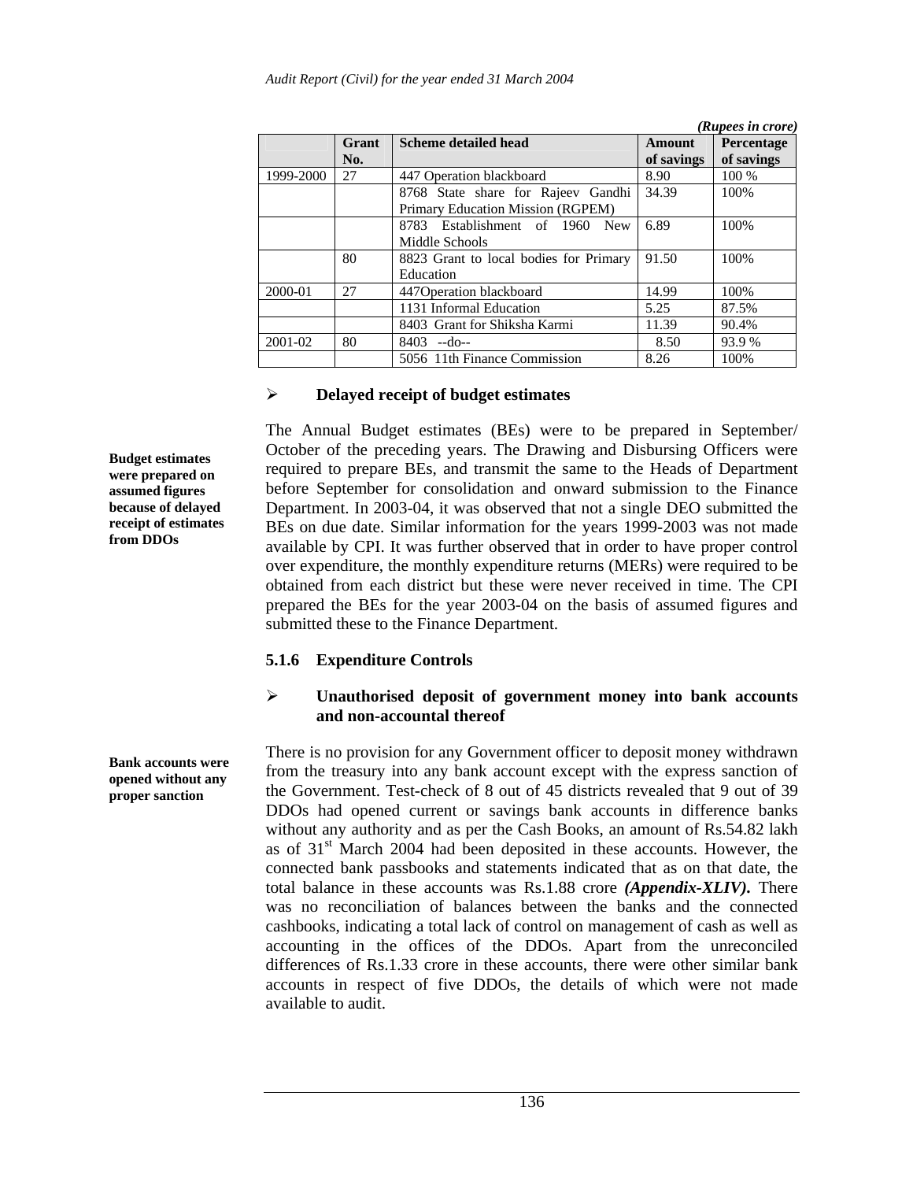*(Rupees in crore)*

| | Grant No. | Scheme detailed head | Amount of savings | Percentage of savings |
|---|---|---|---|---|
| 1999-2000 | 27 | 447 Operation blackboard | 8.90 | 100 % |
| | | 8768 State share for Rajeev Gandhi Primary Education Mission (RGPEM) | 34.39 | 100% |
| | | 8783 Establishment of 1960 New Middle Schools | 6.89 | 100% |
| | 80 | 8823 Grant to local bodies for Primary Education | 91.50 | 100% |
| 2000-01 | 27 | 447Operation blackboard | 14.99 | 100% |
| | | 1131 Informal Education | 5.25 | 87.5% |
| | | 8403 Grant for Shiksha Karmi | 11.39 | 90.4% |
| 2001-02 | 80 | 8403 --do-- | 8.50 | 93.9 % |
| | | 5056 11th Finance Commission | 8.26 | 100% |

- **Delayed receipt of budget estimates**

**Budget estimates were prepared on assumed figures because of delayed receipt of estimates from DDOs**

The Annual Budget estimates (BEs) were to be prepared in September/ October of the preceding years. The Drawing and Disbursing Officers were required to prepare BEs, and transmit the same to the Heads of Department before September for consolidation and onward submission to the Finance Department. In 2003-04, it was observed that not a single DEO submitted the BEs on due date. Similar information for the years 1999-2003 was not made available by CPI. It was further observed that in order to have proper control over expenditure, the monthly expenditure returns (MERs) were required to be obtained from each district but these were never received in time. The CPI prepared the BEs for the year 2003-04 on the basis of assumed figures and submitted these to the Finance Department.

### 5.1.6 Expenditure Controls

- **Unauthorised deposit of government money into bank accounts and non-accountal thereof**

**Bank accounts were opened without any proper sanction**

There is no provision for any Government officer to deposit money withdrawn from the treasury into any bank account except with the express sanction of the Government. Test-check of 8 out of 45 districts revealed that 9 out of 39 DDOs had opened current or savings bank accounts in difference banks without any authority and as per the Cash Books, an amount of Rs.54.82 lakh as of 31st March 2004 had been deposited in these accounts. However, the connected bank passbooks and statements indicated that as on that date, the total balance in these accounts was Rs.1.88 crore ***(Appendix-XLIV)***. There was no reconciliation of balances between the banks and the connected cashbooks, indicating a total lack of control on management of cash as well as accounting in the offices of the DDOs. Apart from the unreconciled differences of Rs.1.33 crore in these accounts, there were other similar bank accounts in respect of five DDOs, the details of which were not made available to audit.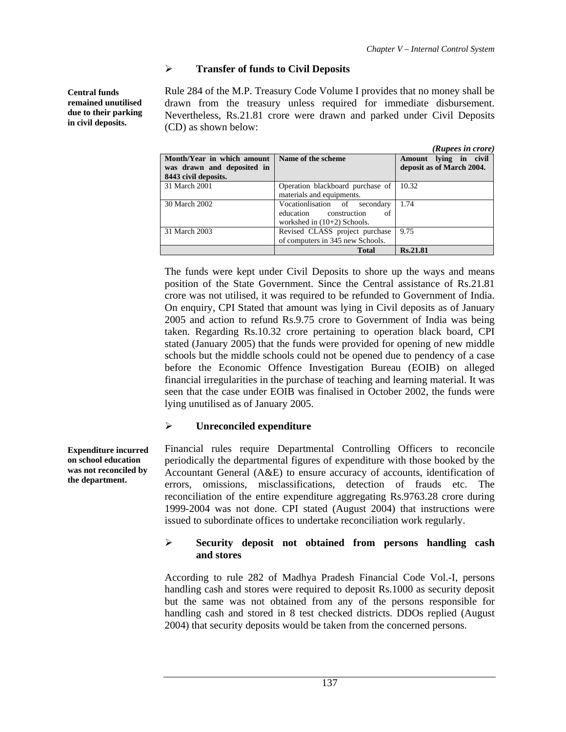- **Transfer of funds to Civil Deposits**

**Central funds remained unutilised due to their parking in civil deposits.**

Rule 284 of the M.P. Treasury Code Volume I provides that no money shall be drawn from the treasury unless required for immediate disbursement. Nevertheless, Rs.21.81 crore were drawn and parked under Civil Deposits (CD) as shown below:

*(Rupees in crore)*

| Month/Year in which amount was drawn and deposited in 8443 civil deposits. | Name of the scheme | Amount lying in civil deposit as of March 2004. |
|---|---|---|
| 31 March 2001 | Operation blackboard purchase of materials and equipments. | 10.32 |
| 30 March 2002 | Vocationlisation of secondary education construction of workshed in (10+2) Schools. | 1.74 |
| 31 March 2003 | Revised CLASS project purchase of computers in 345 new Schools. | 9.75 |
| | **Total** | **Rs.21.81** |

The funds were kept under Civil Deposits to shore up the ways and means position of the State Government. Since the Central assistance of Rs.21.81 crore was not utilised, it was required to be refunded to Government of India. On enquiry, CPI Stated that amount was lying in Civil deposits as of January 2005 and action to refund Rs.9.75 crore to Government of India was being taken. Regarding Rs.10.32 crore pertaining to operation black board, CPI stated (January 2005) that the funds were provided for opening of new middle schools but the middle schools could not be opened due to pendency of a case before the Economic Offence Investigation Bureau (EOIB) on alleged financial irregularities in the purchase of teaching and learning material. It was seen that the case under EOIB was finalised in October 2002, the funds were lying unutilised as of January 2005.

- **Unreconciled expenditure**

**Expenditure incurred on school education was not reconciled by the department.**

Financial rules require Departmental Controlling Officers to reconcile periodically the departmental figures of expenditure with those booked by the Accountant General (A&E) to ensure accuracy of accounts, identification of errors, omissions, misclassifications, detection of frauds etc. The reconciliation of the entire expenditure aggregating Rs.9763.28 crore during 1999-2004 was not done. CPI stated (August 2004) that instructions were issued to subordinate offices to undertake reconciliation work regularly.

- **Security deposit not obtained from persons handling cash and stores**

According to rule 282 of Madhya Pradesh Financial Code Vol.-I, persons handling cash and stores were required to deposit Rs.1000 as security deposit but the same was not obtained from any of the persons responsible for handling cash and stored in 8 test checked districts. DDOs replied (August 2004) that security deposits would be taken from the concerned persons.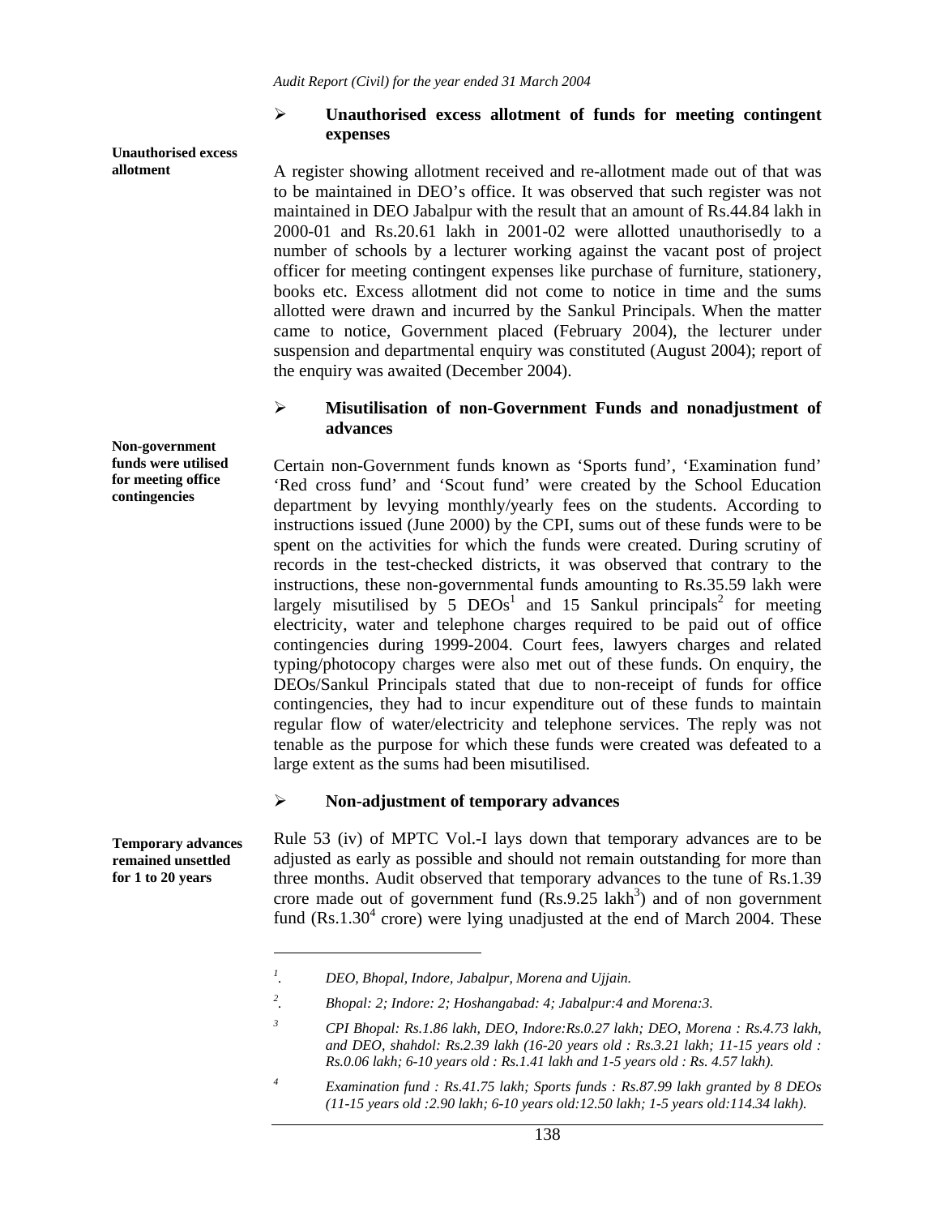- **Unauthorised excess allotment of funds for meeting contingent expenses**

**Unauthorised excess allotment**

A register showing allotment received and re-allotment made out of that was to be maintained in DEO's office. It was observed that such register was not maintained in DEO Jabalpur with the result that an amount of Rs.44.84 lakh in 2000-01 and Rs.20.61 lakh in 2001-02 were allotted unauthorisedly to a number of schools by a lecturer working against the vacant post of project officer for meeting contingent expenses like purchase of furniture, stationery, books etc. Excess allotment did not come to notice in time and the sums allotted were drawn and incurred by the Sankul Principals. When the matter came to notice, Government placed (February 2004), the lecturer under suspension and departmental enquiry was constituted (August 2004); report of the enquiry was awaited (December 2004).

- **Misutilisation of non-Government Funds and nonadjustment of advances**

**Non-government funds were utilised for meeting office contingencies**

Certain non-Government funds known as 'Sports fund', 'Examination fund' 'Red cross fund' and 'Scout fund' were created by the School Education department by levying monthly/yearly fees on the students. According to instructions issued (June 2000) by the CPI, sums out of these funds were to be spent on the activities for which the funds were created. During scrutiny of records in the test-checked districts, it was observed that contrary to the instructions, these non-governmental funds amounting to Rs.35.59 lakh were largely misutilised by 5 DEOs[1] and 15 Sankul principals[2] for meeting electricity, water and telephone charges required to be paid out of office contingencies during 1999-2004. Court fees, lawyers charges and related typing/photocopy charges were also met out of these funds. On enquiry, the DEOs/Sankul Principals stated that due to non-receipt of funds for office contingencies, they had to incur expenditure out of these funds to maintain regular flow of water/electricity and telephone services. The reply was not tenable as the purpose for which these funds were created was defeated to a large extent as the sums had been misutilised.

- **Non-adjustment of temporary advances**

**Temporary advances remained unsettled for 1 to 20 years**

Rule 53 (iv) of MPTC Vol.-I lays down that temporary advances are to be adjusted as early as possible and should not remain outstanding for more than three months. Audit observed that temporary advances to the tune of Rs.1.39 crore made out of government fund (Rs.9.25 lakh[3]) and of non government fund (Rs.1.30[4] crore) were lying unadjusted at the end of March 2004. These

---

[1]. *DEO, Bhopal, Indore, Jabalpur, Morena and Ujjain.*

[2]. *Bhopal: 2; Indore: 2; Hoshangabad: 4; Jabalpur:4 and Morena:3.*

[3] *CPI Bhopal: Rs.1.86 lakh, DEO, Indore:Rs.0.27 lakh; DEO, Morena : Rs.4.73 lakh, and DEO, shahdol: Rs.2.39 lakh (16-20 years old : Rs.3.21 lakh; 11-15 years old : Rs.0.06 lakh; 6-10 years old : Rs.1.41 lakh and 1-5 years old : Rs. 4.57 lakh).*

[4] *Examination fund : Rs.41.75 lakh; Sports funds : Rs.87.99 lakh granted by 8 DEOs (11-15 years old :2.90 lakh; 6-10 years old:12.50 lakh; 1-5 years old:114.34 lakh).*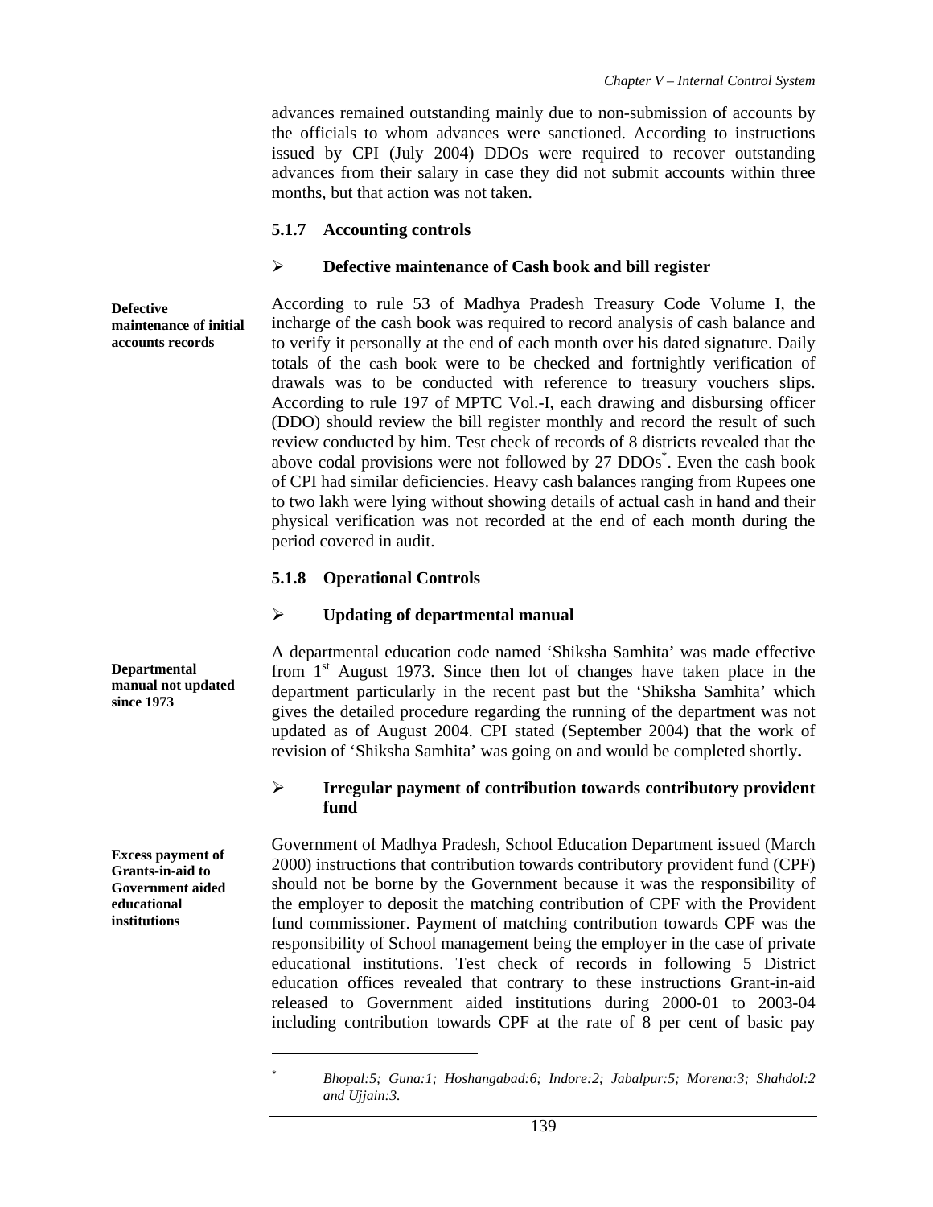advances remained outstanding mainly due to non-submission of accounts by the officials to whom advances were sanctioned. According to instructions issued by CPI (July 2004) DDOs were required to recover outstanding advances from their salary in case they did not submit accounts within three months, but that action was not taken.

### 5.1.7 Accounting controls

➢ **Defective maintenance of Cash book and bill register**

**Defective maintenance of initial accounts records**

According to rule 53 of Madhya Pradesh Treasury Code Volume I, the incharge of the cash book was required to record analysis of cash balance and to verify it personally at the end of each month over his dated signature. Daily totals of the cash book were to be checked and fortnightly verification of drawals was to be conducted with reference to treasury vouchers slips. According to rule 197 of MPTC Vol.-I, each drawing and disbursing officer (DDO) should review the bill register monthly and record the result of such review conducted by him. Test check of records of 8 districts revealed that the above codal provisions were not followed by 27 DDOs*. Even the cash book of CPI had similar deficiencies. Heavy cash balances ranging from Rupees one to two lakh were lying without showing details of actual cash in hand and their physical verification was not recorded at the end of each month during the period covered in audit.

### 5.1.8 Operational Controls

➢ **Updating of departmental manual**

**Departmental manual not updated since 1973**

A departmental education code named 'Shiksha Samhita' was made effective from 1st August 1973. Since then lot of changes have taken place in the department particularly in the recent past but the 'Shiksha Samhita' which gives the detailed procedure regarding the running of the department was not updated as of August 2004. CPI stated (September 2004) that the work of revision of 'Shiksha Samhita' was going on and would be completed shortly**.**

➢ **Irregular payment of contribution towards contributory provident fund**

**Excess payment of Grants-in-aid to Government aided educational institutions**

Government of Madhya Pradesh, School Education Department issued (March 2000) instructions that contribution towards contributory provident fund (CPF) should not be borne by the Government because it was the responsibility of the employer to deposit the matching contribution of CPF with the Provident fund commissioner. Payment of matching contribution towards CPF was the responsibility of School management being the employer in the case of private educational institutions. Test check of records in following 5 District education offices revealed that contrary to these instructions Grant-in-aid released to Government aided institutions during 2000-01 to 2003-04 including contribution towards CPF at the rate of 8 per cent of basic pay

---

\* *Bhopal:5; Guna:1; Hoshangabad:6; Indore:2; Jabalpur:5; Morena:3; Shahdol:2 and Ujjain:3.*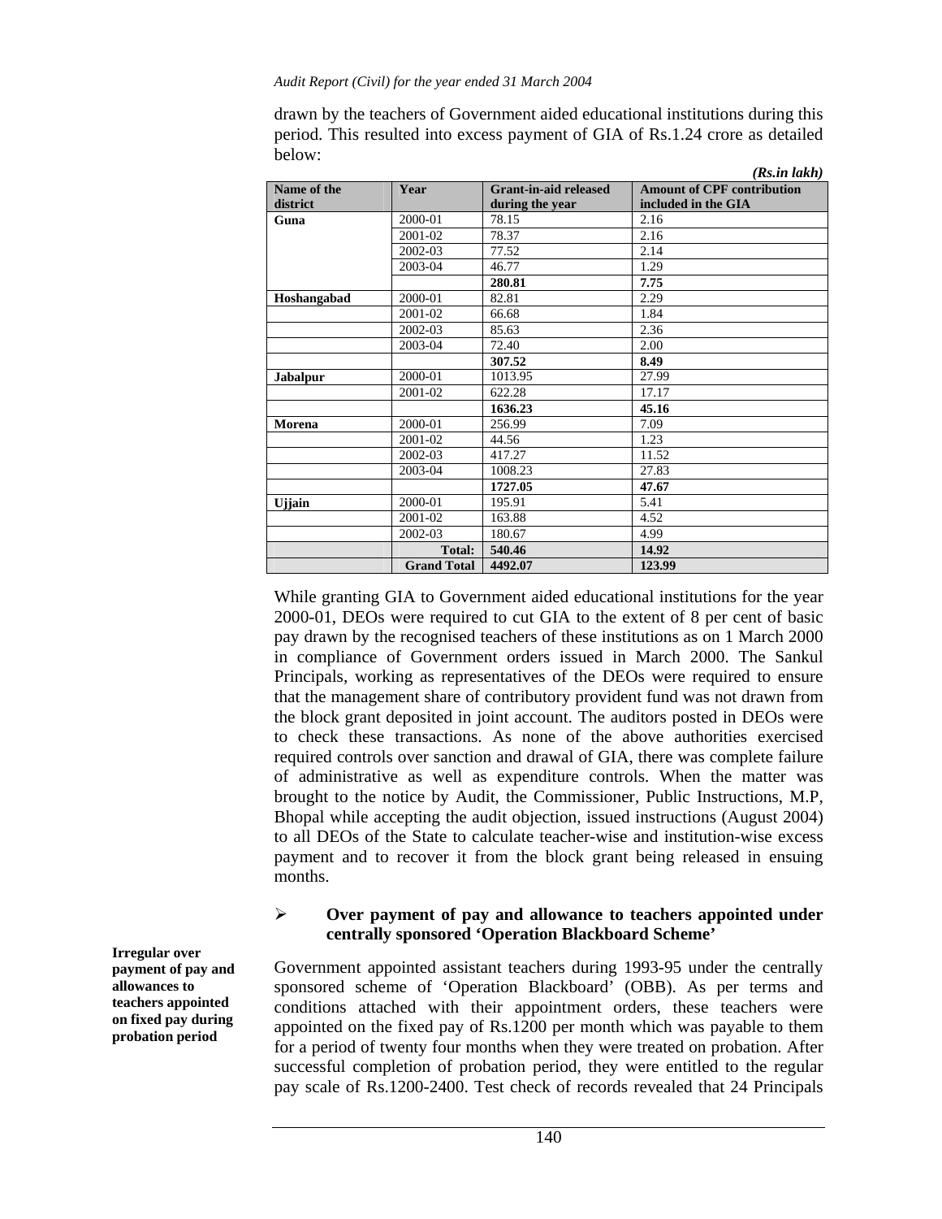drawn by the teachers of Government aided educational institutions during this period. This resulted into excess payment of GIA of Rs.1.24 crore as detailed below:

*(Rs.in lakh)*

| Name of the district | Year | Grant-in-aid released during the year | Amount of CPF contribution included in the GIA |
|---|---|---|---|
| **Guna** | 2000-01 | 78.15 | 2.16 |
| | 2001-02 | 78.37 | 2.16 |
| | 2002-03 | 77.52 | 2.14 |
| | 2003-04 | 46.77 | 1.29 |
| | | **280.81** | **7.75** |
| **Hoshangabad** | 2000-01 | 82.81 | 2.29 |
| | 2001-02 | 66.68 | 1.84 |
| | 2002-03 | 85.63 | 2.36 |
| | 2003-04 | 72.40 | 2.00 |
| | | **307.52** | **8.49** |
| **Jabalpur** | 2000-01 | 1013.95 | 27.99 |
| | 2001-02 | 622.28 | 17.17 |
| | | **1636.23** | **45.16** |
| **Morena** | 2000-01 | 256.99 | 7.09 |
| | 2001-02 | 44.56 | 1.23 |
| | 2002-03 | 417.27 | 11.52 |
| | 2003-04 | 1008.23 | 27.83 |
| | | **1727.05** | **47.67** |
| **Ujjain** | 2000-01 | 195.91 | 5.41 |
| | 2001-02 | 163.88 | 4.52 |
| | 2002-03 | 180.67 | 4.99 |
| | **Total:** | **540.46** | **14.92** |
| | **Grand Total** | **4492.07** | **123.99** |

While granting GIA to Government aided educational institutions for the year 2000-01, DEOs were required to cut GIA to the extent of 8 per cent of basic pay drawn by the recognised teachers of these institutions as on 1 March 2000 in compliance of Government orders issued in March 2000. The Sankul Principals, working as representatives of the DEOs were required to ensure that the management share of contributory provident fund was not drawn from the block grant deposited in joint account. The auditors posted in DEOs were to check these transactions. As none of the above authorities exercised required controls over sanction and drawal of GIA, there was complete failure of administrative as well as expenditure controls. When the matter was brought to the notice by Audit, the Commissioner, Public Instructions, M.P, Bhopal while accepting the audit objection, issued instructions (August 2004) to all DEOs of the State to calculate teacher-wise and institution-wise excess payment and to recover it from the block grant being released in ensuing months.

- **Over payment of pay and allowance to teachers appointed under centrally sponsored 'Operation Blackboard Scheme'**

**Irregular over payment of pay and allowances to teachers appointed on fixed pay during probation period**

Government appointed assistant teachers during 1993-95 under the centrally sponsored scheme of 'Operation Blackboard' (OBB). As per terms and conditions attached with their appointment orders, these teachers were appointed on the fixed pay of Rs.1200 per month which was payable to them for a period of twenty four months when they were treated on probation. After successful completion of probation period, they were entitled to the regular pay scale of Rs.1200-2400. Test check of records revealed that 24 Principals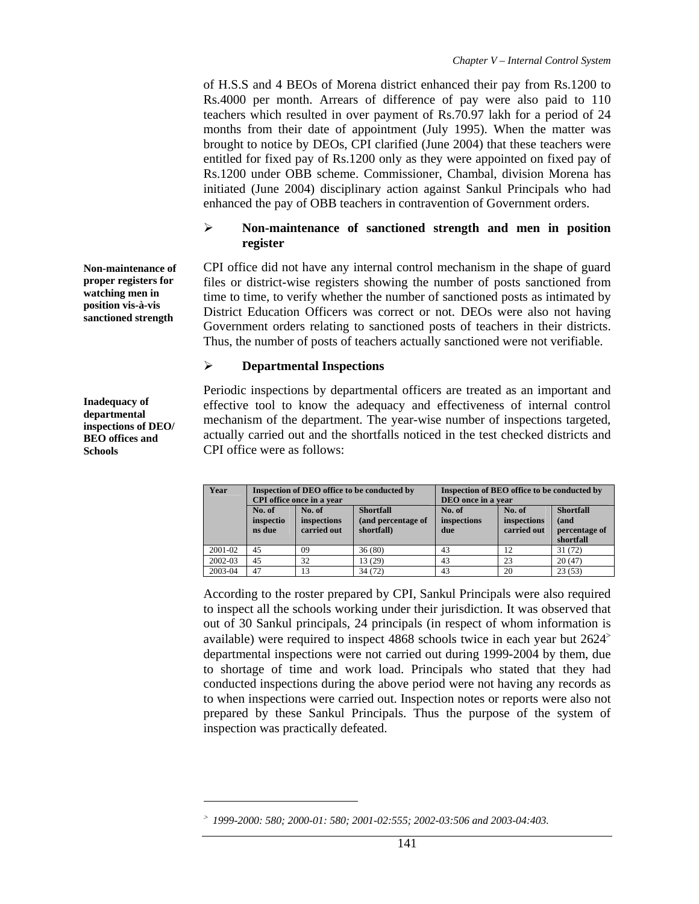of H.S.S and 4 BEOs of Morena district enhanced their pay from Rs.1200 to Rs.4000 per month. Arrears of difference of pay were also paid to 110 teachers which resulted in over payment of Rs.70.97 lakh for a period of 24 months from their date of appointment (July 1995). When the matter was brought to notice by DEOs, CPI clarified (June 2004) that these teachers were entitled for fixed pay of Rs.1200 only as they were appointed on fixed pay of Rs.1200 under OBB scheme. Commissioner, Chambal, division Morena has initiated (June 2004) disciplinary action against Sankul Principals who had enhanced the pay of OBB teachers in contravention of Government orders.

- **Non-maintenance of sanctioned strength and men in position register**

**Non-maintenance of proper registers for watching men in position vis-à-vis sanctioned strength**

CPI office did not have any internal control mechanism in the shape of guard files or district-wise registers showing the number of posts sanctioned from time to time, to verify whether the number of sanctioned posts as intimated by District Education Officers was correct or not. DEOs were also not having Government orders relating to sanctioned posts of teachers in their districts. Thus, the number of posts of teachers actually sanctioned were not verifiable.

- **Departmental Inspections**

**Inadequacy of departmental inspections of DEO/ BEO offices and Schools**

Periodic inspections by departmental officers are treated as an important and effective tool to know the adequacy and effectiveness of internal control mechanism of the department. The year-wise number of inspections targeted, actually carried out and the shortfalls noticed in the test checked districts and CPI office were as follows:

| Year | Inspection of DEO office to be conducted by CPI office once in a year | | | Inspection of BEO office to be conducted by DEO once in a year | | |
|---|---|---|---|---|---|---|
| | No. of inspections due | No. of inspections carried out | Shortfall (and percentage of shortfall) | No. of inspections due | No. of inspections carried out | Shortfall (and percentage of shortfall |
| 2001-02 | 45 | 09 | 36 (80) | 43 | 12 | 31 (72) |
| 2002-03 | 45 | 32 | 13 (29) | 43 | 23 | 20 (47) |
| 2003-04 | 47 | 13 | 34 (72) | 43 | 20 | 23 (53) |

According to the roster prepared by CPI, Sankul Principals were also required to inspect all the schools working under their jurisdiction. It was observed that out of 30 Sankul principals, 24 principals (in respect of whom information is available) were required to inspect 4868 schools twice in each year but 2624[>] departmental inspections were not carried out during 1999-2004 by them, due to shortage of time and work load. Principals who stated that they had conducted inspections during the above period were not having any records as to when inspections were carried out. Inspection notes or reports were also not prepared by these Sankul Principals. Thus the purpose of the system of inspection was practically defeated.

---

[>] *1999-2000: 580; 2000-01: 580; 2001-02:555; 2002-03:506 and 2003-04:403.*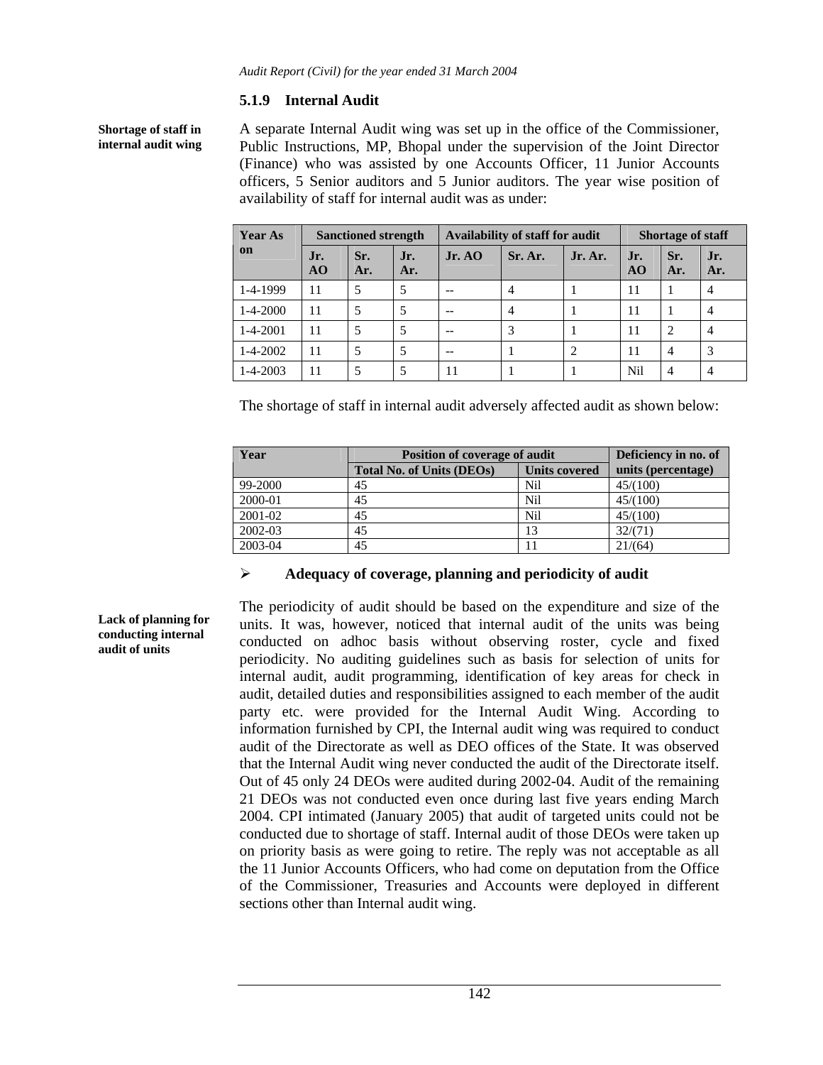### 5.1.9 Internal Audit

**Shortage of staff in internal audit wing**

A separate Internal Audit wing was set up in the office of the Commissioner, Public Instructions, MP, Bhopal under the supervision of the Joint Director (Finance) who was assisted by one Accounts Officer, 11 Junior Accounts officers, 5 Senior auditors and 5 Junior auditors. The year wise position of availability of staff for internal audit was as under:

| Year As on | Sanctioned strength | | | Availability of staff for audit | | | Shortage of staff | | |
|---|---|---|---|---|---|---|---|---|---|
| | Jr. AO | Sr. Ar. | Jr. Ar. | Jr. AO | Sr. Ar. | Jr. Ar. | Jr. AO | Sr. Ar. | Jr. Ar. |
| 1-4-1999 | 11 | 5 | 5 | -- | 4 | 1 | 11 | 1 | 4 |
| 1-4-2000 | 11 | 5 | 5 | -- | 4 | 1 | 11 | 1 | 4 |
| 1-4-2001 | 11 | 5 | 5 | -- | 3 | 1 | 11 | 2 | 4 |
| 1-4-2002 | 11 | 5 | 5 | -- | 1 | 2 | 11 | 4 | 3 |
| 1-4-2003 | 11 | 5 | 5 | 11 | 1 | 1 | Nil | 4 | 4 |

The shortage of staff in internal audit adversely affected audit as shown below:

| Year | Position of coverage of audit | | Deficiency in no. of units (percentage) |
|---|---|---|---|
| | Total No. of Units (DEOs) | Units covered | |
| 99-2000 | 45 | Nil | 45/(100) |
| 2000-01 | 45 | Nil | 45/(100) |
| 2001-02 | 45 | Nil | 45/(100) |
| 2002-03 | 45 | 13 | 32/(71) |
| 2003-04 | 45 | 11 | 21/(64) |

- **Adequacy of coverage, planning and periodicity of audit**

**Lack of planning for conducting internal audit of units**

The periodicity of audit should be based on the expenditure and size of the units. It was, however, noticed that internal audit of the units was being conducted on adhoc basis without observing roster, cycle and fixed periodicity. No auditing guidelines such as basis for selection of units for internal audit, audit programming, identification of key areas for check in audit, detailed duties and responsibilities assigned to each member of the audit party etc. were provided for the Internal Audit Wing. According to information furnished by CPI, the Internal audit wing was required to conduct audit of the Directorate as well as DEO offices of the State. It was observed that the Internal Audit wing never conducted the audit of the Directorate itself. Out of 45 only 24 DEOs were audited during 2002-04. Audit of the remaining 21 DEOs was not conducted even once during last five years ending March 2004. CPI intimated (January 2005) that audit of targeted units could not be conducted due to shortage of staff. Internal audit of those DEOs were taken up on priority basis as were going to retire. The reply was not acceptable as all the 11 Junior Accounts Officers, who had come on deputation from the Office of the Commissioner, Treasuries and Accounts were deployed in different sections other than Internal audit wing.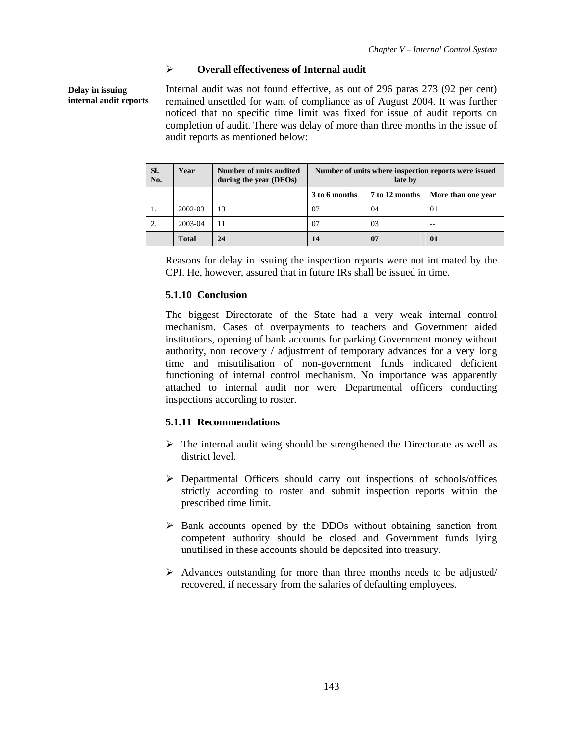- **Overall effectiveness of Internal audit**

**Delay in issuing internal audit reports**

Internal audit was not found effective, as out of 296 paras 273 (92 per cent) remained unsettled for want of compliance as of August 2004. It was further noticed that no specific time limit was fixed for issue of audit reports on completion of audit. There was delay of more than three months in the issue of audit reports as mentioned below:

| Sl. No. | Year | Number of units audited during the year (DEOs) | Number of units where inspection reports were issued late by | | |
|---|---|---|---|---|---|
| | | | 3 to 6 months | 7 to 12 months | More than one year |
| 1. | 2002-03 | 13 | 07 | 04 | 01 |
| 2. | 2003-04 | 11 | 07 | 03 | -- |
| | **Total** | **24** | **14** | **07** | **01** |

Reasons for delay in issuing the inspection reports were not intimated by the CPI. He, however, assured that in future IRs shall be issued in time.

### 5.1.10 Conclusion

The biggest Directorate of the State had a very weak internal control mechanism. Cases of overpayments to teachers and Government aided institutions, opening of bank accounts for parking Government money without authority, non recovery / adjustment of temporary advances for a very long time and misutilisation of non-government funds indicated deficient functioning of internal control mechanism. No importance was apparently attached to internal audit nor were Departmental officers conducting inspections according to roster.

### 5.1.11 Recommendations

- The internal audit wing should be strengthened the Directorate as well as district level.
- Departmental Officers should carry out inspections of schools/offices strictly according to roster and submit inspection reports within the prescribed time limit.
- Bank accounts opened by the DDOs without obtaining sanction from competent authority should be closed and Government funds lying unutilised in these accounts should be deposited into treasury.
- Advances outstanding for more than three months needs to be adjusted/ recovered, if necessary from the salaries of defaulting employees.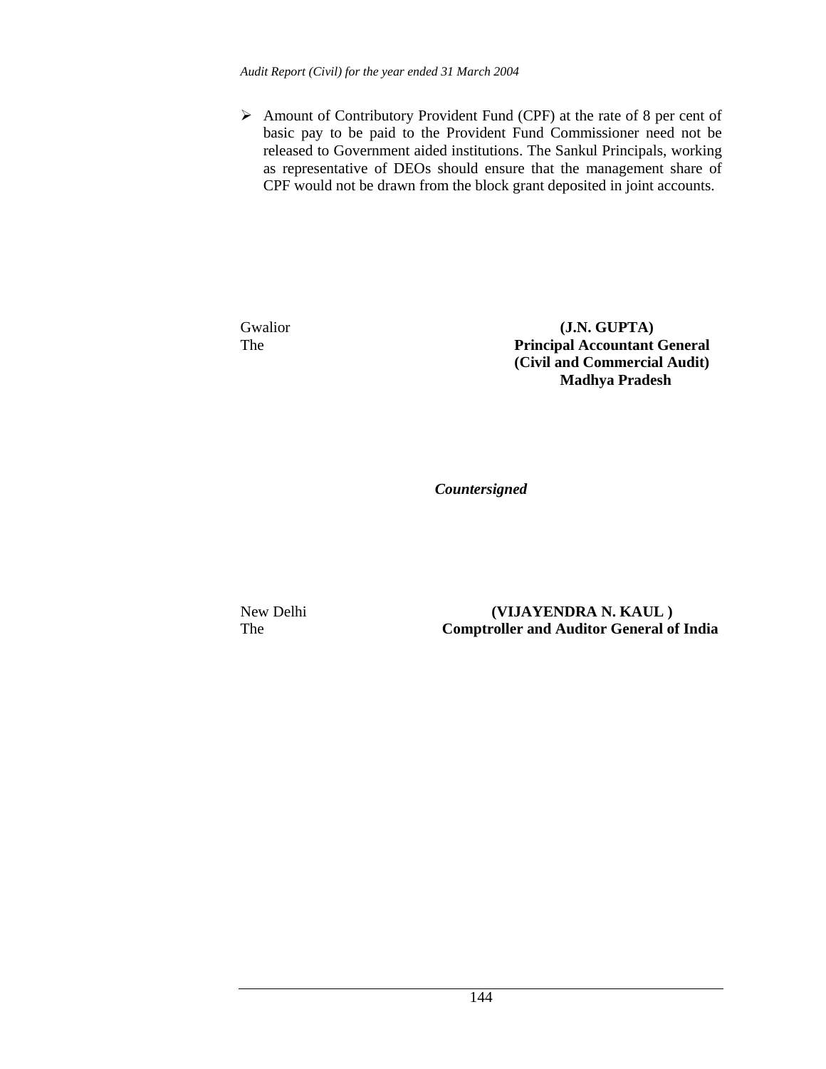- Amount of Contributory Provident Fund (CPF) at the rate of 8 per cent of basic pay to be paid to the Provident Fund Commissioner need not be released to Government aided institutions. The Sankul Principals, working as representative of DEOs should ensure that the management share of CPF would not be drawn from the block grant deposited in joint accounts.

Gwalior
The

**(J.N. GUPTA)**
**Principal Accountant General**
**(Civil and Commercial Audit)**
**Madhya Pradesh**

***Countersigned***

New Delhi
The

**(VIJAYENDRA N. KAUL )**
**Comptroller and Auditor General of India**